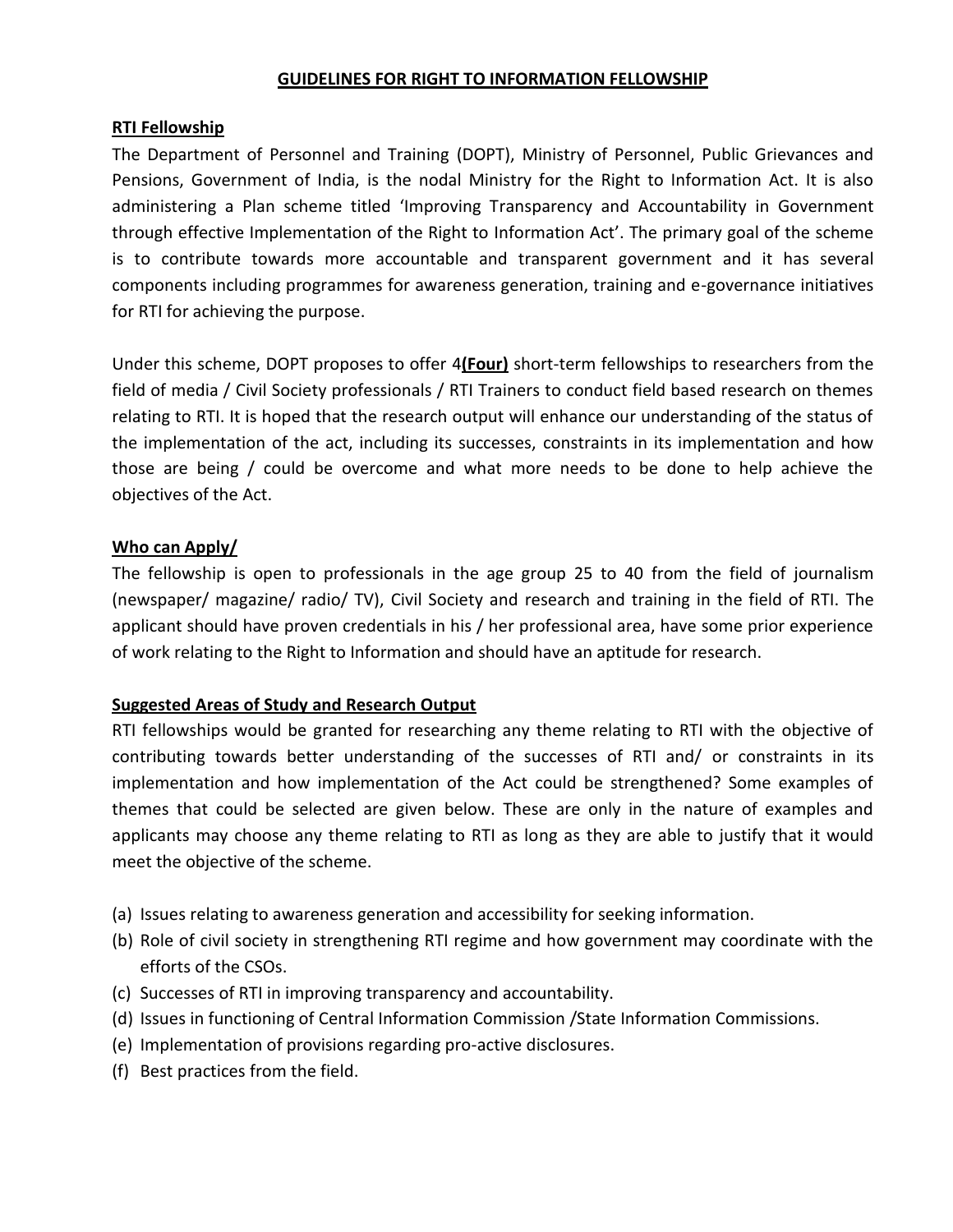# GUIDELINES FOR RIGHT TO INFORMATION FELLOWSHIP

## RTI Fellowship

The Department of Personnel and Training (DOPT), Ministry of Personnel, Public Grievances and Pensions, Government of India, is the nodal Ministry for the Right to Information Act. It is also administering a Plan scheme titled 'Improving Transparency and Accountability in Government through effective Implementation of the Right to Information Act'. The primary goal of the scheme is to contribute towards more accountable and transparent government and it has several components including programmes for awareness generation, training and e-governance initiatives for RTI for achieving the purpose.

Under this scheme, DOPT proposes to offer 4**(Four)** short-term fellowships to researchers from the field of media / Civil Society professionals / RTI Trainers to conduct field based research on themes relating to RTI. It is hoped that the research output will enhance our understanding of the status of the implementation of the act, including its successes, constraints in its implementation and how those are being / could be overcome and what more needs to be done to help achieve the objectives of the Act.

## Who can Apply/

The fellowship is open to professionals in the age group 25 to 40 from the field of journalism (newspaper/ magazine/ radio/ TV), Civil Society and research and training in the field of RTI. The applicant should have proven credentials in his / her professional area, have some prior experience of work relating to the Right to Information and should have an aptitude for research.

## Suggested Areas of Study and Research Output

RTI fellowships would be granted for researching any theme relating to RTI with the objective of contributing towards better understanding of the successes of RTI and/ or constraints in its implementation and how implementation of the Act could be strengthened? Some examples of themes that could be selected are given below. These are only in the nature of examples and applicants may choose any theme relating to RTI as long as they are able to justify that it would meet the objective of the scheme.

(a) Issues relating to awareness generation and accessibility for seeking information.
(b) Role of civil society in strengthening RTI regime and how government may coordinate with the efforts of the CSOs.
(c) Successes of RTI in improving transparency and accountability.
(d) Issues in functioning of Central Information Commission /State Information Commissions.
(e) Implementation of provisions regarding pro-active disclosures.
(f) Best practices from the field.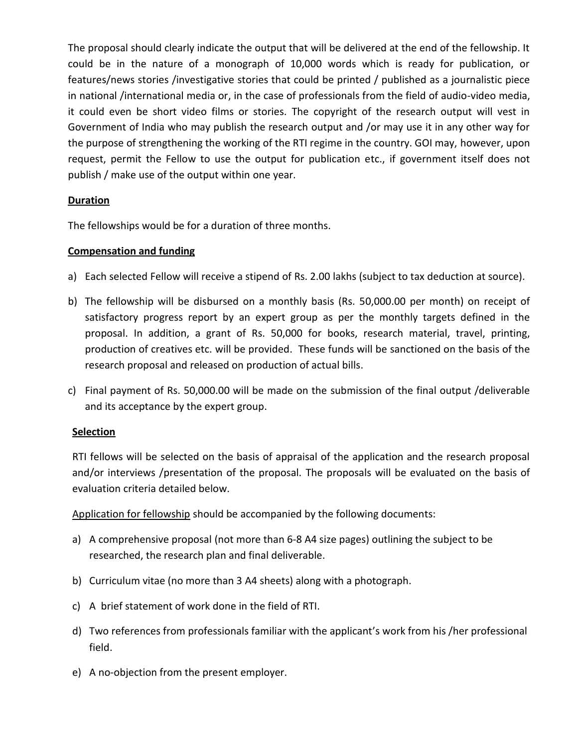The proposal should clearly indicate the output that will be delivered at the end of the fellowship. It could be in the nature of a monograph of 10,000 words which is ready for publication, or features/news stories /investigative stories that could be printed / published as a journalistic piece in national /international media or, in the case of professionals from the field of audio-video media, it could even be short video films or stories. The copyright of the research output will vest in Government of India who may publish the research output and /or may use it in any other way for the purpose of strengthening the working of the RTI regime in the country. GOI may, however, upon request, permit the Fellow to use the output for publication etc., if government itself does not publish / make use of the output within one year.

**Duration**

The fellowships would be for a duration of three months.

**Compensation and funding**

a) Each selected Fellow will receive a stipend of Rs. 2.00 lakhs (subject to tax deduction at source).

b) The fellowship will be disbursed on a monthly basis (Rs. 50,000.00 per month) on receipt of satisfactory progress report by an expert group as per the monthly targets defined in the proposal. In addition, a grant of Rs. 50,000 for books, research material, travel, printing, production of creatives etc. will be provided. These funds will be sanctioned on the basis of the research proposal and released on production of actual bills.

c) Final payment of Rs. 50,000.00 will be made on the submission of the final output /deliverable and its acceptance by the expert group.

**Selection**

RTI fellows will be selected on the basis of appraisal of the application and the research proposal and/or interviews /presentation of the proposal. The proposals will be evaluated on the basis of evaluation criteria detailed below.

Application for fellowship should be accompanied by the following documents:

a) A comprehensive proposal (not more than 6-8 A4 size pages) outlining the subject to be researched, the research plan and final deliverable.

b) Curriculum vitae (no more than 3 A4 sheets) along with a photograph.

c) A brief statement of work done in the field of RTI.

d) Two references from professionals familiar with the applicant's work from his /her professional field.

e) A no-objection from the present employer.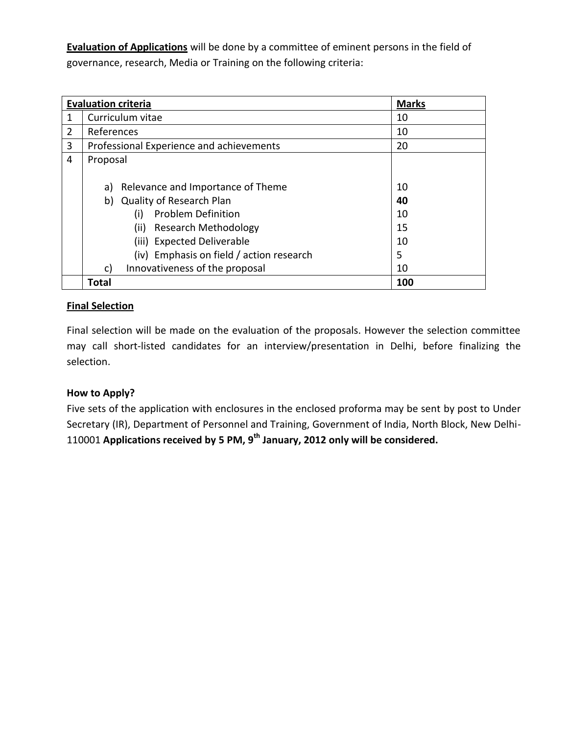**Evaluation of Applications** will be done by a committee of eminent persons in the field of governance, research, Media or Training on the following criteria:

| **Evaluation criteria** | | **Marks** |
|---|---|---|
| 1 | Curriculum vitae | 10 |
| 2 | References | 10 |
| 3 | Professional Experience and achievements | 20 |
| 4 | Proposal | |
| | a) Relevance and Importance of Theme | 10 |
| | b) Quality of Research Plan | **40** |
| | (i) Problem Definition | 10 |
| | (ii) Research Methodology | 15 |
| | (iii) Expected Deliverable | 10 |
| | (iv) Emphasis on field / action research | 5 |
| | c) Innovativeness of the proposal | 10 |
| | **Total** | **100** |

**Final Selection**

Final selection will be made on the evaluation of the proposals. However the selection committee may call short-listed candidates for an interview/presentation in Delhi, before finalizing the selection.

**How to Apply?**

Five sets of the application with enclosures in the enclosed proforma may be sent by post to Under Secretary (IR), Department of Personnel and Training, Government of India, North Block, New Delhi-110001 **Applications received by 5 PM, 9th January, 2012 only will be considered.**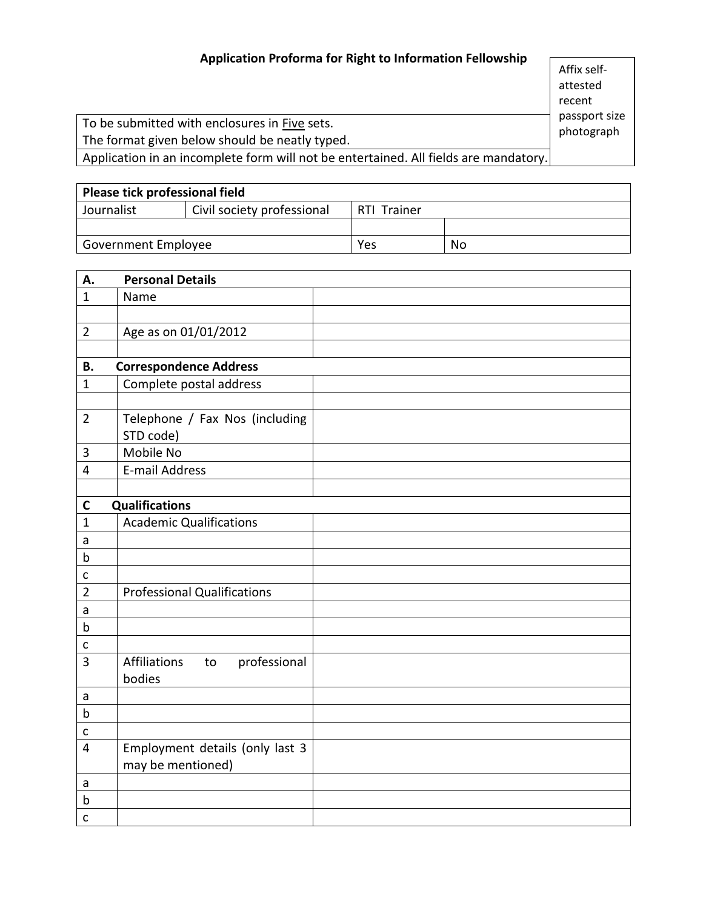## Application Proforma for Right to Information Fellowship

| Affix self-attested recent passport size photograph |
|---|

| To be submitted with enclosures in Five sets. The format given below should be neatly typed. |
|---|
| Application in an incomplete form will not be entertained. All fields are mandatory. |

| Please tick professional field | | | |
|---|---|---|---|
| Journalist | Civil society professional | RTI Trainer | |
| | | | |
| Government Employee | | Yes | No |

| **A.** | **Personal Details** | |
|---|---|---|
| 1 | Name | |
| | | |
| 2 | Age as on 01/01/2012 | |
| | | |
| **B.** | **Correspondence Address** | |
| 1 | Complete postal address | |
| | | |
| 2 | Telephone / Fax Nos (including STD code) | |
| 3 | Mobile No | |
| 4 | E-mail Address | |
| | | |
| **C** | **Qualifications** | |
| 1 | Academic Qualifications | |
| a | | |
| b | | |
| c | | |
| 2 | Professional Qualifications | |
| a | | |
| b | | |
| c | | |
| 3 | Affiliations to professional bodies | |
| a | | |
| b | | |
| c | | |
| 4 | Employment details (only last 3 may be mentioned) | |
| a | | |
| b | | |
| c | | |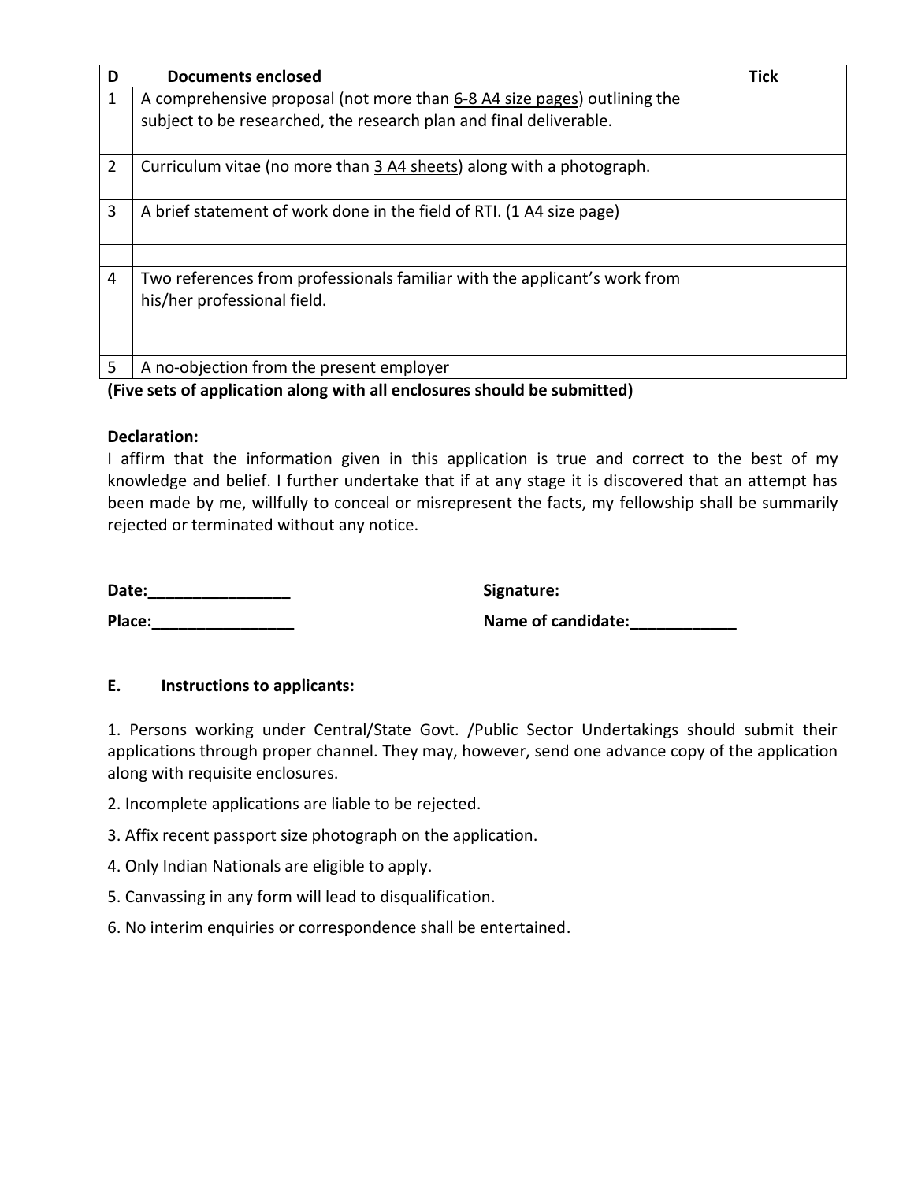| D | Documents enclosed | Tick |
|---|---|---|
| 1 | A comprehensive proposal (not more than 6-8 A4 size pages) outlining the subject to be researched, the research plan and final deliverable. | |
| | | |
| 2 | Curriculum vitae (no more than 3 A4 sheets) along with a photograph. | |
| | | |
| 3 | A brief statement of work done in the field of RTI. (1 A4 size page) | |
| | | |
| 4 | Two references from professionals familiar with the applicant's work from his/her professional field. | |
| | | |
| 5 | A no-objection from the present employer | |

**(Five sets of application along with all enclosures should be submitted)**

**Declaration:**

I affirm that the information given in this application is true and correct to the best of my knowledge and belief. I further undertake that if at any stage it is discovered that an attempt has been made by me, willfully to conceal or misrepresent the facts, my fellowship shall be summarily rejected or terminated without any notice.

**Date:________________**

**Place:________________**

**Signature:**

**Name of candidate:____________**

**E. Instructions to applicants:**

1. Persons working under Central/State Govt. /Public Sector Undertakings should submit their applications through proper channel. They may, however, send one advance copy of the application along with requisite enclosures.
2. Incomplete applications are liable to be rejected.
3. Affix recent passport size photograph on the application.
4. Only Indian Nationals are eligible to apply.
5. Canvassing in any form will lead to disqualification.
6. No interim enquiries or correspondence shall be entertained.